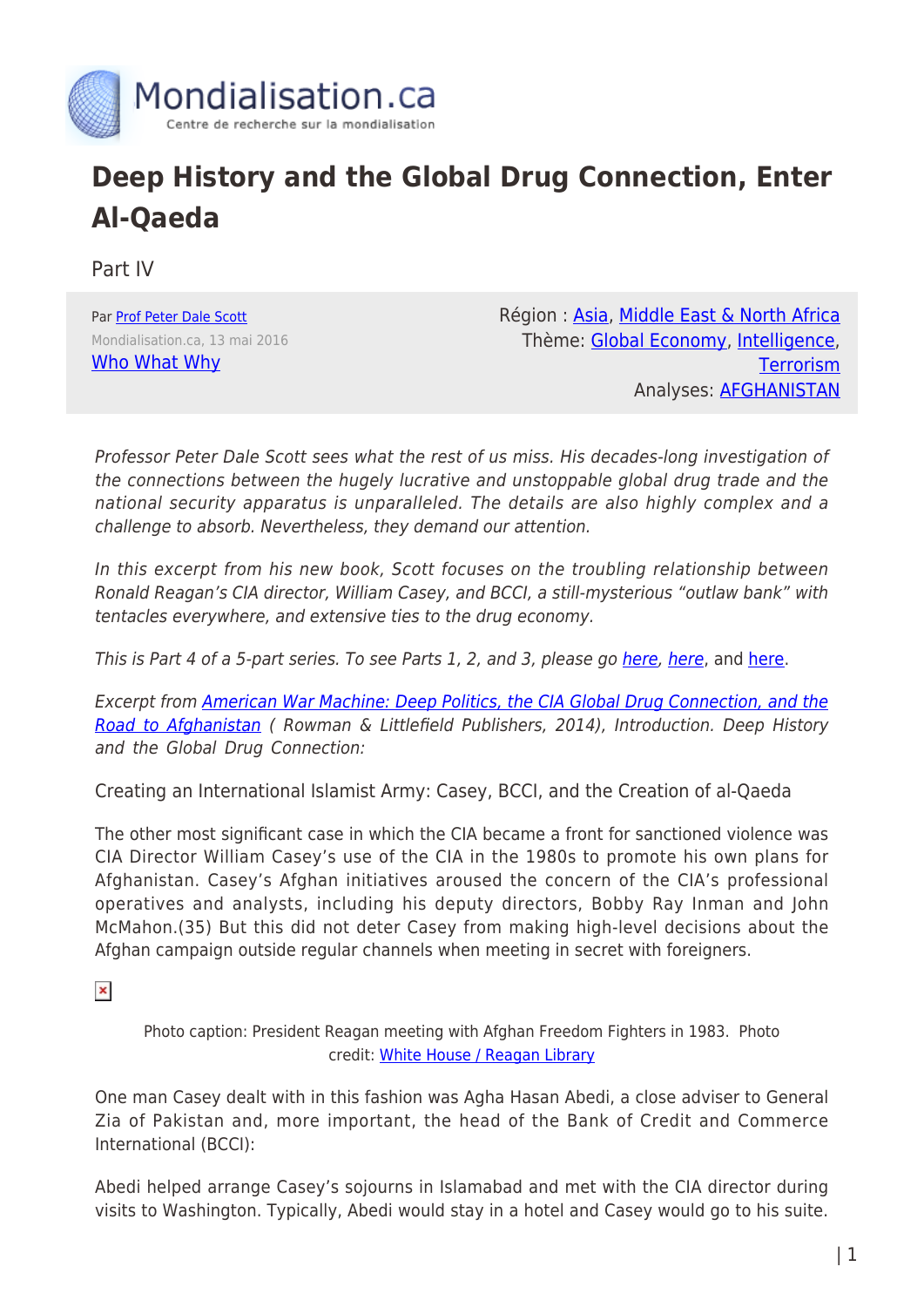# Deep History and the Global Drug Connection, Enter Al-Qaeda

Part IV

Par Prof Peter Dale Scott
Mondialisation.ca, 13 mai 2016
Who What Why

Région : Asia, Middle East & North Africa
Thème: Global Economy, Intelligence, Terrorism
Analyses: AFGHANISTAN

*Professor Peter Dale Scott sees what the rest of us miss. His decades-long investigation of the connections between the hugely lucrative and unstoppable global drug trade and the national security apparatus is unparalleled. The details are also highly complex and a challenge to absorb. Nevertheless, they demand our attention.*

*In this excerpt from his new book, Scott focuses on the troubling relationship between Ronald Reagan's CIA director, William Casey, and BCCI, a still-mysterious "outlaw bank" with tentacles everywhere, and extensive ties to the drug economy.*

*This is Part 4 of a 5-part series. To see Parts 1, 2, and 3, please go here, here, and here.*

*Excerpt from American War Machine: Deep Politics, the CIA Global Drug Connection, and the Road to Afghanistan ( Rowman & Littlefield Publishers, 2014), Introduction. Deep History and the Global Drug Connection:*

Creating an International Islamist Army: Casey, BCCI, and the Creation of al-Qaeda

The other most significant case in which the CIA became a front for sanctioned violence was CIA Director William Casey's use of the CIA in the 1980s to promote his own plans for Afghanistan. Casey's Afghan initiatives aroused the concern of the CIA's professional operatives and analysts, including his deputy directors, Bobby Ray Inman and John McMahon.(35) But this did not deter Casey from making high-level decisions about the Afghan campaign outside regular channels when meeting in secret with foreigners.

Photo caption: President Reagan meeting with Afghan Freedom Fighters in 1983. Photo credit: White House / Reagan Library

One man Casey dealt with in this fashion was Agha Hasan Abedi, a close adviser to General Zia of Pakistan and, more important, the head of the Bank of Credit and Commerce International (BCCI):

Abedi helped arrange Casey's sojourns in Islamabad and met with the CIA director during visits to Washington. Typically, Abedi would stay in a hotel and Casey would go to his suite.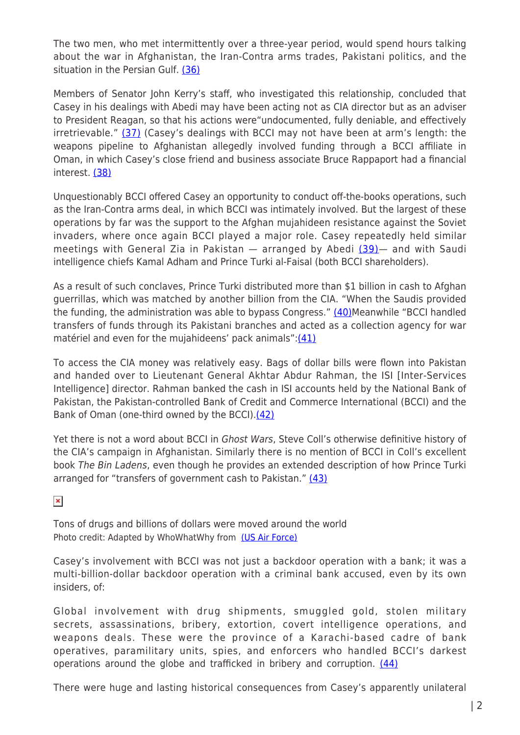The two men, who met intermittently over a three-year period, would spend hours talking about the war in Afghanistan, the Iran-Contra arms trades, Pakistani politics, and the situation in the Persian Gulf. (36)

Members of Senator John Kerry's staff, who investigated this relationship, concluded that Casey in his dealings with Abedi may have been acting not as CIA director but as an adviser to President Reagan, so that his actions were"undocumented, fully deniable, and effectively irretrievable." (37) (Casey's dealings with BCCI may not have been at arm's length: the weapons pipeline to Afghanistan allegedly involved funding through a BCCI affiliate in Oman, in which Casey's close friend and business associate Bruce Rappaport had a financial interest. (38)

Unquestionably BCCI offered Casey an opportunity to conduct off-the-books operations, such as the Iran-Contra arms deal, in which BCCI was intimately involved. But the largest of these operations by far was the support to the Afghan mujahideen resistance against the Soviet invaders, where once again BCCI played a major role. Casey repeatedly held similar meetings with General Zia in Pakistan — arranged by Abedi (39)— and with Saudi intelligence chiefs Kamal Adham and Prince Turki al-Faisal (both BCCI shareholders).

As a result of such conclaves, Prince Turki distributed more than $1 billion in cash to Afghan guerrillas, which was matched by another billion from the CIA. "When the Saudis provided the funding, the administration was able to bypass Congress." (40)Meanwhile "BCCI handled transfers of funds through its Pakistani branches and acted as a collection agency for war matériel and even for the mujahideens' pack animals":(41)

To access the CIA money was relatively easy. Bags of dollar bills were flown into Pakistan and handed over to Lieutenant General Akhtar Abdur Rahman, the ISI [Inter-Services Intelligence] director. Rahman banked the cash in ISI accounts held by the National Bank of Pakistan, the Pakistan-controlled Bank of Credit and Commerce International (BCCI) and the Bank of Oman (one-third owned by the BCCI).(42)

Yet there is not a word about BCCI in *Ghost Wars*, Steve Coll's otherwise definitive history of the CIA's campaign in Afghanistan. Similarly there is no mention of BCCI in Coll's excellent book *The Bin Ladens*, even though he provides an extended description of how Prince Turki arranged for "transfers of government cash to Pakistan." (43)

Tons of drugs and billions of dollars were moved around the world
Photo credit: Adapted by WhoWhatWhy from (US Air Force)

Casey's involvement with BCCI was not just a backdoor operation with a bank; it was a multi-billion-dollar backdoor operation with a criminal bank accused, even by its own insiders, of:

> Global involvement with drug shipments, smuggled gold, stolen military secrets, assassinations, bribery, extortion, covert intelligence operations, and weapons deals. These were the province of a Karachi-based cadre of bank operatives, paramilitary units, spies, and enforcers who handled BCCI's darkest operations around the globe and trafficked in bribery and corruption. (44)

There were huge and lasting historical consequences from Casey's apparently unilateral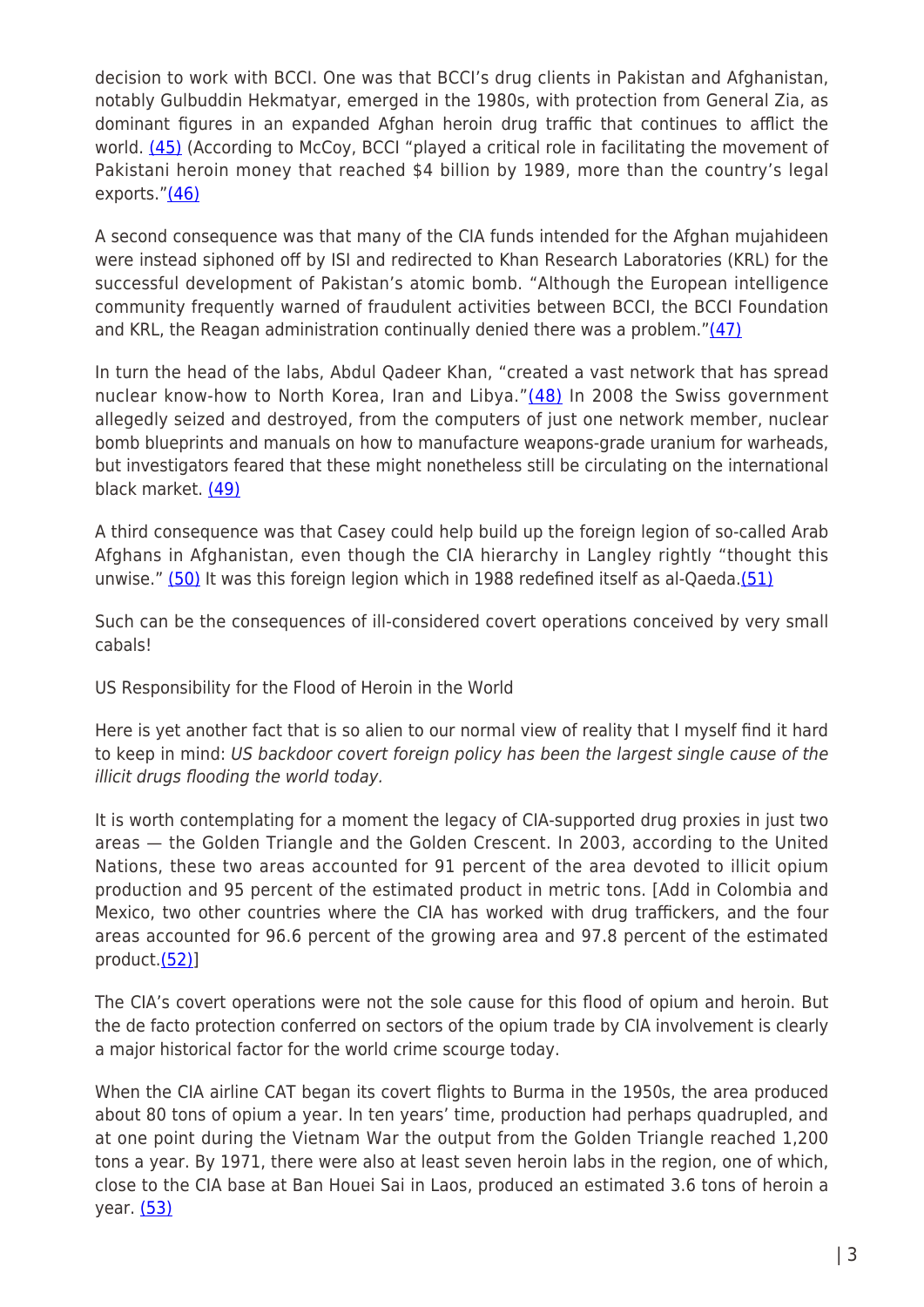decision to work with BCCI. One was that BCCI's drug clients in Pakistan and Afghanistan, notably Gulbuddin Hekmatyar, emerged in the 1980s, with protection from General Zia, as dominant figures in an expanded Afghan heroin drug traffic that continues to afflict the world. (45) (According to McCoy, BCCI "played a critical role in facilitating the movement of Pakistani heroin money that reached $4 billion by 1989, more than the country's legal exports."(46)

A second consequence was that many of the CIA funds intended for the Afghan mujahideen were instead siphoned off by ISI and redirected to Khan Research Laboratories (KRL) for the successful development of Pakistan's atomic bomb. "Although the European intelligence community frequently warned of fraudulent activities between BCCI, the BCCI Foundation and KRL, the Reagan administration continually denied there was a problem."(47)

In turn the head of the labs, Abdul Qadeer Khan, "created a vast network that has spread nuclear know-how to North Korea, Iran and Libya."(48) In 2008 the Swiss government allegedly seized and destroyed, from the computers of just one network member, nuclear bomb blueprints and manuals on how to manufacture weapons-grade uranium for warheads, but investigators feared that these might nonetheless still be circulating on the international black market. (49)

A third consequence was that Casey could help build up the foreign legion of so-called Arab Afghans in Afghanistan, even though the CIA hierarchy in Langley rightly "thought this unwise." (50) It was this foreign legion which in 1988 redefined itself as al-Qaeda.(51)

Such can be the consequences of ill-considered covert operations conceived by very small cabals!

US Responsibility for the Flood of Heroin in the World

Here is yet another fact that is so alien to our normal view of reality that I myself find it hard to keep in mind: *US backdoor covert foreign policy has been the largest single cause of the illicit drugs flooding the world today.*

It is worth contemplating for a moment the legacy of CIA-supported drug proxies in just two areas — the Golden Triangle and the Golden Crescent. In 2003, according to the United Nations, these two areas accounted for 91 percent of the area devoted to illicit opium production and 95 percent of the estimated product in metric tons. [Add in Colombia and Mexico, two other countries where the CIA has worked with drug traffickers, and the four areas accounted for 96.6 percent of the growing area and 97.8 percent of the estimated product.(52)]

The CIA's covert operations were not the sole cause for this flood of opium and heroin. But the de facto protection conferred on sectors of the opium trade by CIA involvement is clearly a major historical factor for the world crime scourge today.

When the CIA airline CAT began its covert flights to Burma in the 1950s, the area produced about 80 tons of opium a year. In ten years' time, production had perhaps quadrupled, and at one point during the Vietnam War the output from the Golden Triangle reached 1,200 tons a year. By 1971, there were also at least seven heroin labs in the region, one of which, close to the CIA base at Ban Houei Sai in Laos, produced an estimated 3.6 tons of heroin a year. (53)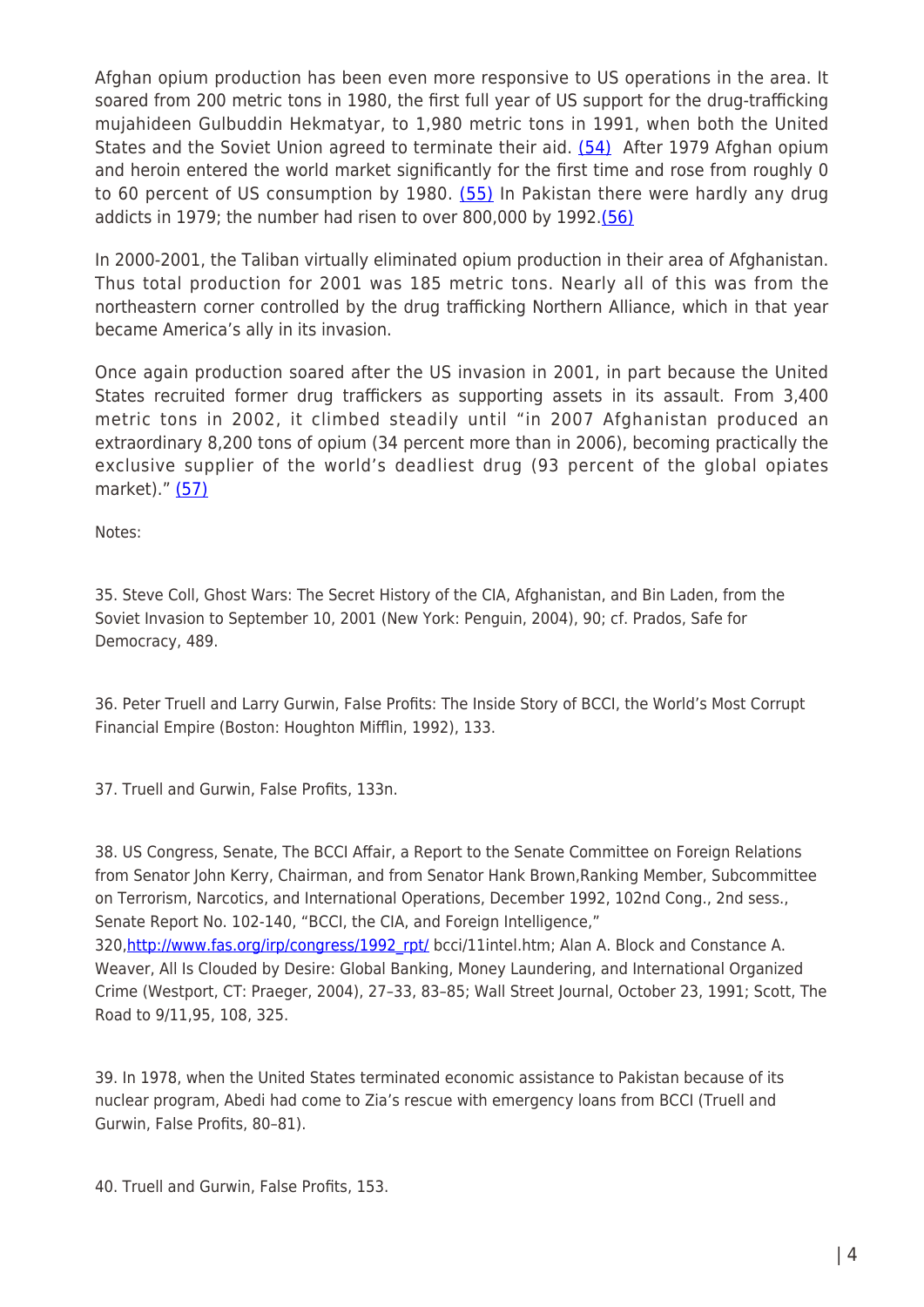Afghan opium production has been even more responsive to US operations in the area. It soared from 200 metric tons in 1980, the first full year of US support for the drug-trafficking mujahideen Gulbuddin Hekmatyar, to 1,980 metric tons in 1991, when both the United States and the Soviet Union agreed to terminate their aid. [(54)](#) After 1979 Afghan opium and heroin entered the world market significantly for the first time and rose from roughly 0 to 60 percent of US consumption by 1980. [(55)](#) In Pakistan there were hardly any drug addicts in 1979; the number had risen to over 800,000 by 1992.[(56)](#)

In 2000-2001, the Taliban virtually eliminated opium production in their area of Afghanistan. Thus total production for 2001 was 185 metric tons. Nearly all of this was from the northeastern corner controlled by the drug trafficking Northern Alliance, which in that year became America's ally in its invasion.

Once again production soared after the US invasion in 2001, in part because the United States recruited former drug traffickers as supporting assets in its assault. From 3,400 metric tons in 2002, it climbed steadily until "in 2007 Afghanistan produced an extraordinary 8,200 tons of opium (34 percent more than in 2006), becoming practically the exclusive supplier of the world's deadliest drug (93 percent of the global opiates market)." [(57)](#)

Notes:

35. Steve Coll, Ghost Wars: The Secret History of the CIA, Afghanistan, and Bin Laden, from the Soviet Invasion to September 10, 2001 (New York: Penguin, 2004), 90; cf. Prados, Safe for Democracy, 489.

36. Peter Truell and Larry Gurwin, False Profits: The Inside Story of BCCI, the World's Most Corrupt Financial Empire (Boston: Houghton Mifflin, 1992), 133.

37. Truell and Gurwin, False Profits, 133n.

38. US Congress, Senate, The BCCI Affair, a Report to the Senate Committee on Foreign Relations from Senator John Kerry, Chairman, and from Senator Hank Brown,Ranking Member, Subcommittee on Terrorism, Narcotics, and International Operations, December 1992, 102nd Cong., 2nd sess., Senate Report No. 102-140, "BCCI, the CIA, and Foreign Intelligence," 320,[http://www.fas.org/irp/congress/1992_rpt/](http://www.fas.org/irp/congress/1992_rpt/) bcci/11intel.htm; Alan A. Block and Constance A. Weaver, All Is Clouded by Desire: Global Banking, Money Laundering, and International Organized Crime (Westport, CT: Praeger, 2004), 27–33, 83–85; Wall Street Journal, October 23, 1991; Scott, The Road to 9/11,95, 108, 325.

39. In 1978, when the United States terminated economic assistance to Pakistan because of its nuclear program, Abedi had come to Zia's rescue with emergency loans from BCCI (Truell and Gurwin, False Profits, 80–81).

40. Truell and Gurwin, False Profits, 153.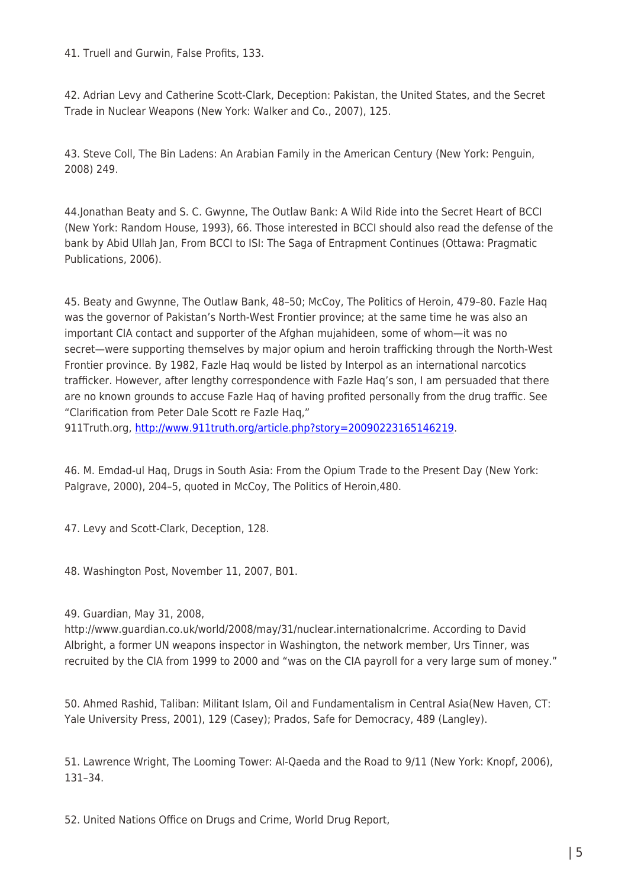41. Truell and Gurwin, False Profits, 133.

42. Adrian Levy and Catherine Scott-Clark, Deception: Pakistan, the United States, and the Secret Trade in Nuclear Weapons (New York: Walker and Co., 2007), 125.

43. Steve Coll, The Bin Ladens: An Arabian Family in the American Century (New York: Penguin, 2008) 249.

44.Jonathan Beaty and S. C. Gwynne, The Outlaw Bank: A Wild Ride into the Secret Heart of BCCI (New York: Random House, 1993), 66. Those interested in BCCI should also read the defense of the bank by Abid Ullah Jan, From BCCI to ISI: The Saga of Entrapment Continues (Ottawa: Pragmatic Publications, 2006).

45. Beaty and Gwynne, The Outlaw Bank, 48–50; McCoy, The Politics of Heroin, 479–80. Fazle Haq was the governor of Pakistan's North-West Frontier province; at the same time he was also an important CIA contact and supporter of the Afghan mujahideen, some of whom—it was no secret—were supporting themselves by major opium and heroin trafficking through the North-West Frontier province. By 1982, Fazle Haq would be listed by Interpol as an international narcotics trafficker. However, after lengthy correspondence with Fazle Haq's son, I am persuaded that there are no known grounds to accuse Fazle Haq of having profited personally from the drug traffic. See "Clarification from Peter Dale Scott re Fazle Haq," 911Truth.org, [http://www.911truth.org/article.php?story=20090223165146219](http://www.911truth.org/article.php?story=20090223165146219).

46. M. Emdad-ul Haq, Drugs in South Asia: From the Opium Trade to the Present Day (New York: Palgrave, 2000), 204–5, quoted in McCoy, The Politics of Heroin,480.

47. Levy and Scott-Clark, Deception, 128.

48. Washington Post, November 11, 2007, B01.

49. Guardian, May 31, 2008, http://www.guardian.co.uk/world/2008/may/31/nuclear.internationalcrime. According to David Albright, a former UN weapons inspector in Washington, the network member, Urs Tinner, was recruited by the CIA from 1999 to 2000 and "was on the CIA payroll for a very large sum of money."

50. Ahmed Rashid, Taliban: Militant Islam, Oil and Fundamentalism in Central Asia(New Haven, CT: Yale University Press, 2001), 129 (Casey); Prados, Safe for Democracy, 489 (Langley).

51. Lawrence Wright, The Looming Tower: Al-Qaeda and the Road to 9/11 (New York: Knopf, 2006), 131–34.

52. United Nations Office on Drugs and Crime, World Drug Report,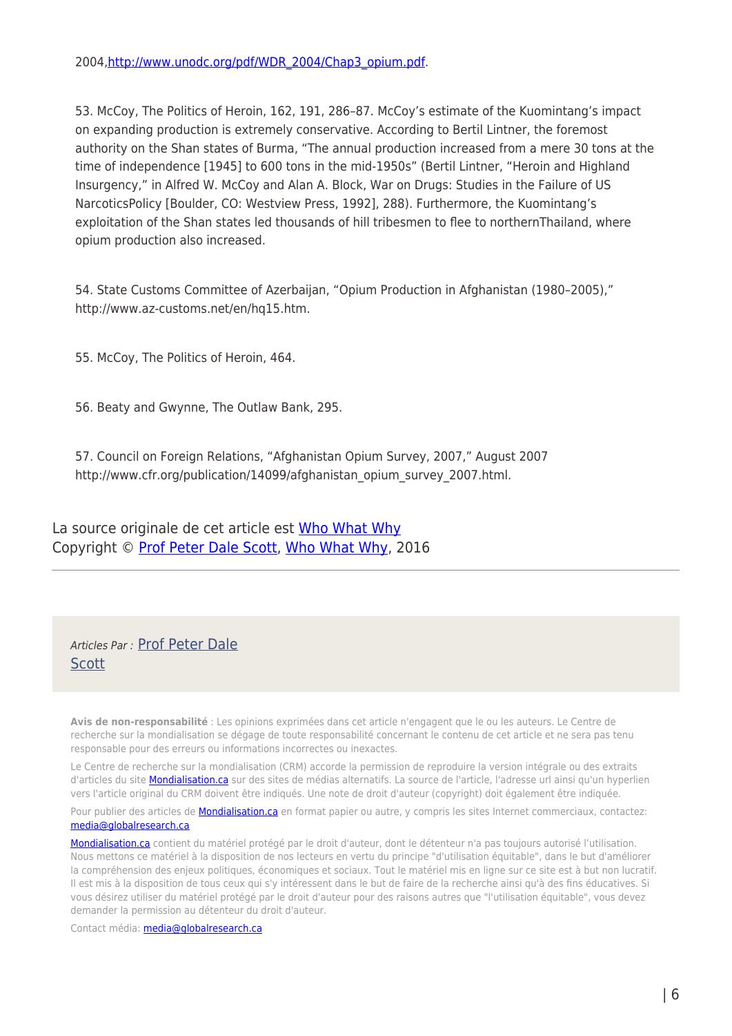2004,http://www.unodc.org/pdf/WDR_2004/Chap3_opium.pdf.

53. McCoy, The Politics of Heroin, 162, 191, 286–87. McCoy's estimate of the Kuomintang's impact on expanding production is extremely conservative. According to Bertil Lintner, the foremost authority on the Shan states of Burma, "The annual production increased from a mere 30 tons at the time of independence [1945] to 600 tons in the mid-1950s" (Bertil Lintner, "Heroin and Highland Insurgency," in Alfred W. McCoy and Alan A. Block, War on Drugs: Studies in the Failure of US NarcoticsPolicy [Boulder, CO: Westview Press, 1992], 288). Furthermore, the Kuomintang's exploitation of the Shan states led thousands of hill tribesmen to flee to northernThailand, where opium production also increased.

54. State Customs Committee of Azerbaijan, "Opium Production in Afghanistan (1980–2005)," http://www.az-customs.net/en/hq15.htm.

55. McCoy, The Politics of Heroin, 464.

56. Beaty and Gwynne, The Outlaw Bank, 295.

57. Council on Foreign Relations, "Afghanistan Opium Survey, 2007," August 2007 http://www.cfr.org/publication/14099/afghanistan_opium_survey_2007.html.

La source originale de cet article est Who What Why
Copyright © Prof Peter Dale Scott, Who What Why, 2016

---

*Articles Par :* Prof Peter Dale Scott

**Avis de non-responsabilité** : Les opinions exprimées dans cet article n'engagent que le ou les auteurs. Le Centre de recherche sur la mondialisation se dégage de toute responsabilité concernant le contenu de cet article et ne sera pas tenu responsable pour des erreurs ou informations incorrectes ou inexactes.

Le Centre de recherche sur la mondialisation (CRM) accorde la permission de reproduire la version intégrale ou des extraits d'articles du site Mondialisation.ca sur des sites de médias alternatifs. La source de l'article, l'adresse url ainsi qu'un hyperlien vers l'article original du CRM doivent être indiqués. Une note de droit d'auteur (copyright) doit également être indiquée.

Pour publier des articles de Mondialisation.ca en format papier ou autre, y compris les sites Internet commerciaux, contactez: media@globalresearch.ca

Mondialisation.ca contient du matériel protégé par le droit d'auteur, dont le détenteur n'a pas toujours autorisé l'utilisation. Nous mettons ce matériel à la disposition de nos lecteurs en vertu du principe "d'utilisation équitable", dans le but d'améliorer la compréhension des enjeux politiques, économiques et sociaux. Tout le matériel mis en ligne sur ce site est à but non lucratif. Il est mis à la disposition de tous ceux qui s'y intéressent dans le but de faire de la recherche ainsi qu'à des fins éducatives. Si vous désirez utiliser du matériel protégé par le droit d'auteur pour des raisons autres que "l'utilisation équitable", vous devez demander la permission au détenteur du droit d'auteur.

Contact média: media@globalresearch.ca